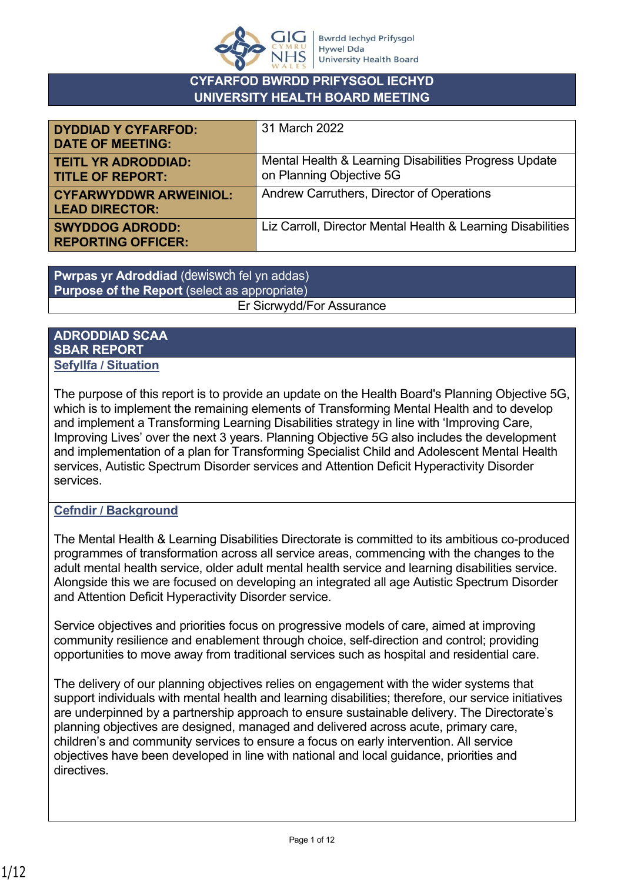Bwrdd Iechyd Prifysgol Hywel Dda University Health Board

# CYFARFOD BWRDD PRIFYSGOL IECHYD
# UNIVERSITY HEALTH BOARD MEETING

| | |
|---|---|
| **DYDDIAD Y CYFARFOD:** **DATE OF MEETING:** | 31 March 2022 |
| **TEITL YR ADRODDIAD:** **TITLE OF REPORT:** | Mental Health & Learning Disabilities Progress Update on Planning Objective 5G |
| **CYFARWYDDWR ARWEINIOL:** **LEAD DIRECTOR:** | Andrew Carruthers, Director of Operations |
| **SWYDDOG ADRODD:** **REPORTING OFFICER:** | Liz Carroll, Director Mental Health & Learning Disabilities |

| **Pwrpas yr Adroddiad** (dewiswch fel yn addas) **Purpose of the Report** (select as appropriate) |
|---|
| Er Sicrwydd/For Assurance |

## ADRODDIAD SCAA
## SBAR REPORT

### Sefyllfa / Situation

The purpose of this report is to provide an update on the Health Board's Planning Objective 5G, which is to implement the remaining elements of Transforming Mental Health and to develop and implement a Transforming Learning Disabilities strategy in line with 'Improving Care, Improving Lives' over the next 3 years. Planning Objective 5G also includes the development and implementation of a plan for Transforming Specialist Child and Adolescent Mental Health services, Autistic Spectrum Disorder services and Attention Deficit Hyperactivity Disorder services.

### Cefndir / Background

The Mental Health & Learning Disabilities Directorate is committed to its ambitious co-produced programmes of transformation across all service areas, commencing with the changes to the adult mental health service, older adult mental health service and learning disabilities service. Alongside this we are focused on developing an integrated all age Autistic Spectrum Disorder and Attention Deficit Hyperactivity Disorder service.

Service objectives and priorities focus on progressive models of care, aimed at improving community resilience and enablement through choice, self-direction and control; providing opportunities to move away from traditional services such as hospital and residential care.

The delivery of our planning objectives relies on engagement with the wider systems that support individuals with mental health and learning disabilities; therefore, our service initiatives are underpinned by a partnership approach to ensure sustainable delivery. The Directorate's planning objectives are designed, managed and delivered across acute, primary care, children's and community services to ensure a focus on early intervention. All service objectives have been developed in line with national and local guidance, priorities and directives.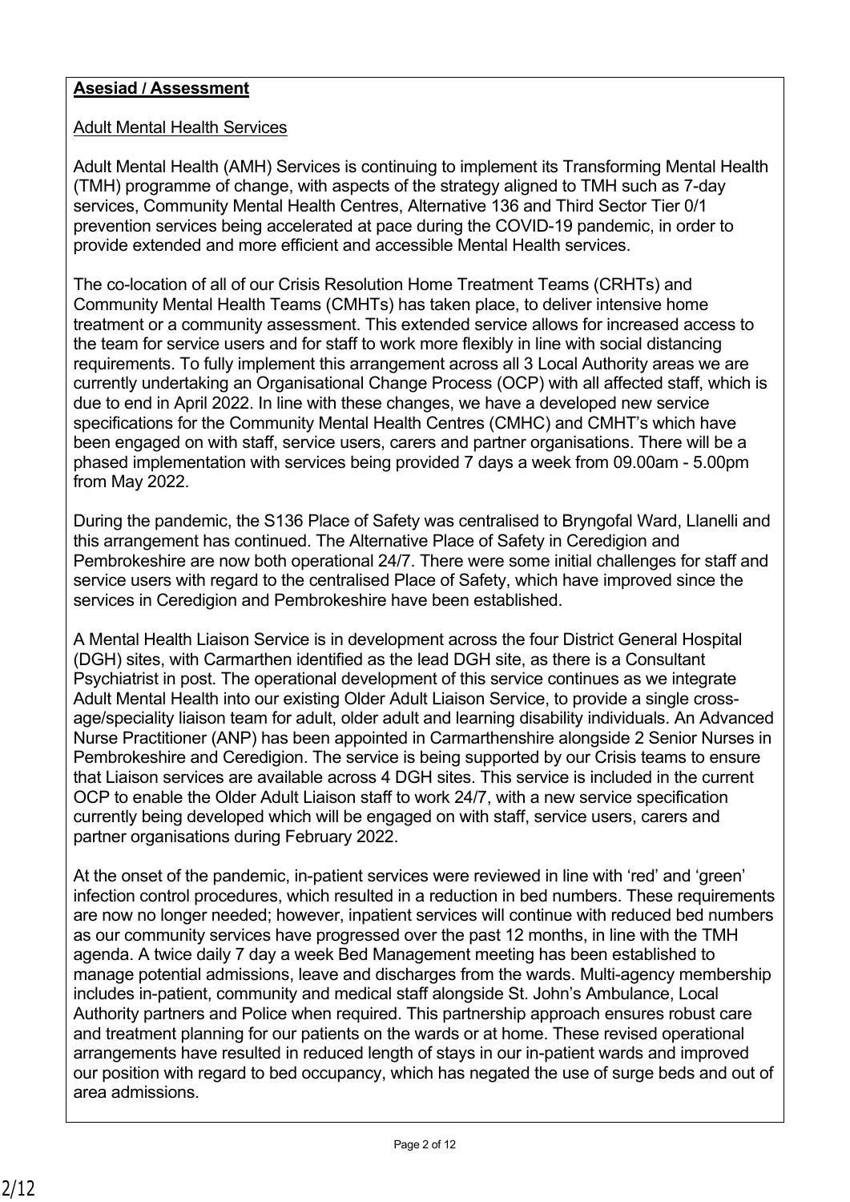**Asesiad / Assessment**

Adult Mental Health Services

Adult Mental Health (AMH) Services is continuing to implement its Transforming Mental Health (TMH) programme of change, with aspects of the strategy aligned to TMH such as 7-day services, Community Mental Health Centres, Alternative 136 and Third Sector Tier 0/1 prevention services being accelerated at pace during the COVID-19 pandemic, in order to provide extended and more efficient and accessible Mental Health services.

The co-location of all of our Crisis Resolution Home Treatment Teams (CRHTs) and Community Mental Health Teams (CMHTs) has taken place, to deliver intensive home treatment or a community assessment. This extended service allows for increased access to the team for service users and for staff to work more flexibly in line with social distancing requirements. To fully implement this arrangement across all 3 Local Authority areas we are currently undertaking an Organisational Change Process (OCP) with all affected staff, which is due to end in April 2022. In line with these changes, we have a developed new service specifications for the Community Mental Health Centres (CMHC) and CMHT's which have been engaged on with staff, service users, carers and partner organisations. There will be a phased implementation with services being provided 7 days a week from 09.00am - 5.00pm from May 2022.

During the pandemic, the S136 Place of Safety was centralised to Bryngofal Ward, Llanelli and this arrangement has continued. The Alternative Place of Safety in Ceredigion and Pembrokeshire are now both operational 24/7. There were some initial challenges for staff and service users with regard to the centralised Place of Safety, which have improved since the services in Ceredigion and Pembrokeshire have been established.

A Mental Health Liaison Service is in development across the four District General Hospital (DGH) sites, with Carmarthen identified as the lead DGH site, as there is a Consultant Psychiatrist in post. The operational development of this service continues as we integrate Adult Mental Health into our existing Older Adult Liaison Service, to provide a single cross-age/speciality liaison team for adult, older adult and learning disability individuals. An Advanced Nurse Practitioner (ANP) has been appointed in Carmarthenshire alongside 2 Senior Nurses in Pembrokeshire and Ceredigion. The service is being supported by our Crisis teams to ensure that Liaison services are available across 4 DGH sites. This service is included in the current OCP to enable the Older Adult Liaison staff to work 24/7, with a new service specification currently being developed which will be engaged on with staff, service users, carers and partner organisations during February 2022.

At the onset of the pandemic, in-patient services were reviewed in line with 'red' and 'green' infection control procedures, which resulted in a reduction in bed numbers. These requirements are now no longer needed; however, inpatient services will continue with reduced bed numbers as our community services have progressed over the past 12 months, in line with the TMH agenda. A twice daily 7 day a week Bed Management meeting has been established to manage potential admissions, leave and discharges from the wards. Multi-agency membership includes in-patient, community and medical staff alongside St. John's Ambulance, Local Authority partners and Police when required. This partnership approach ensures robust care and treatment planning for our patients on the wards or at home. These revised operational arrangements have resulted in reduced length of stays in our in-patient wards and improved our position with regard to bed occupancy, which has negated the use of surge beds and out of area admissions.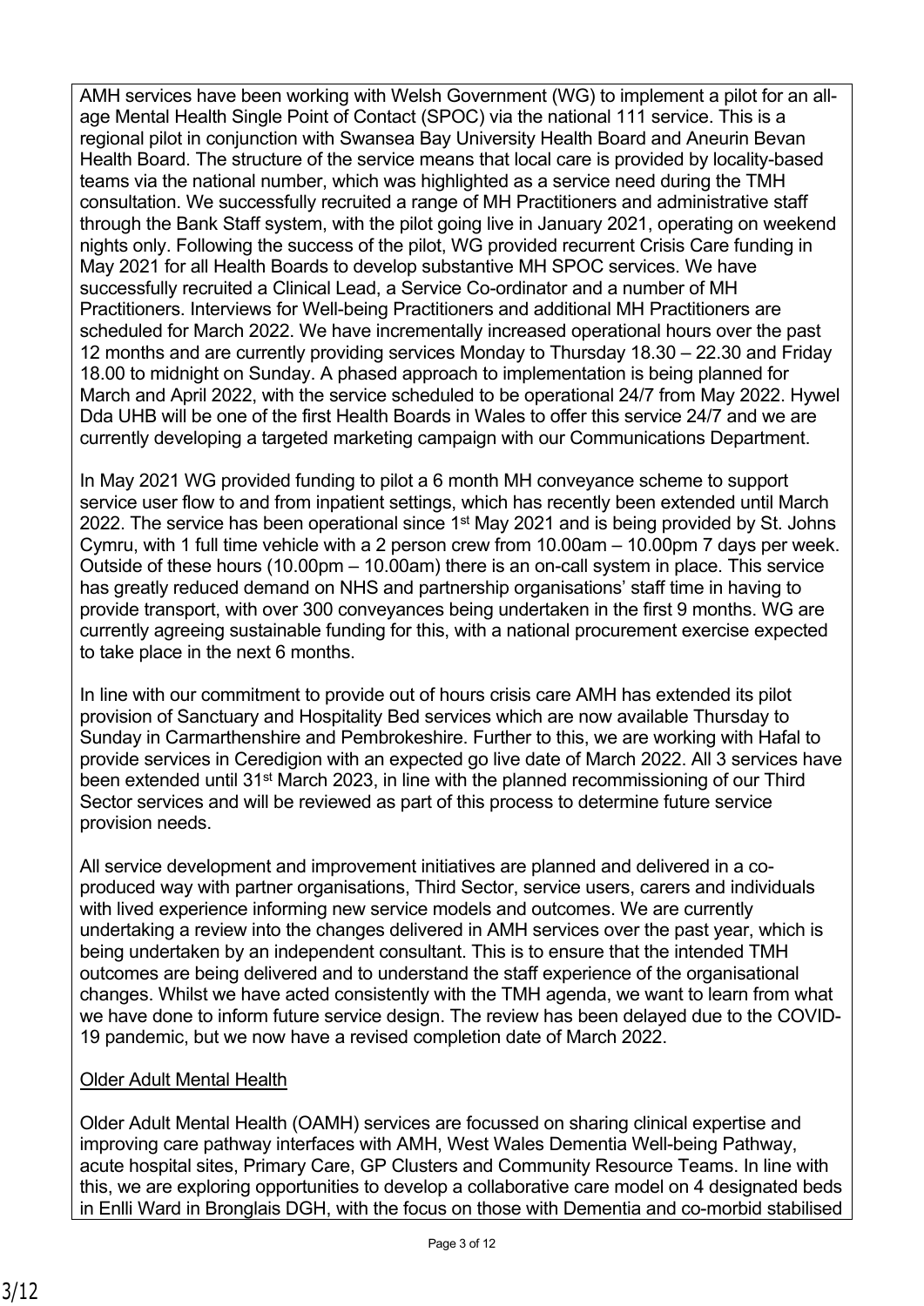AMH services have been working with Welsh Government (WG) to implement a pilot for an all-age Mental Health Single Point of Contact (SPOC) via the national 111 service. This is a regional pilot in conjunction with Swansea Bay University Health Board and Aneurin Bevan Health Board. The structure of the service means that local care is provided by locality-based teams via the national number, which was highlighted as a service need during the TMH consultation. We successfully recruited a range of MH Practitioners and administrative staff through the Bank Staff system, with the pilot going live in January 2021, operating on weekend nights only. Following the success of the pilot, WG provided recurrent Crisis Care funding in May 2021 for all Health Boards to develop substantive MH SPOC services. We have successfully recruited a Clinical Lead, a Service Co-ordinator and a number of MH Practitioners. Interviews for Well-being Practitioners and additional MH Practitioners are scheduled for March 2022. We have incrementally increased operational hours over the past 12 months and are currently providing services Monday to Thursday 18.30 – 22.30 and Friday 18.00 to midnight on Sunday. A phased approach to implementation is being planned for March and April 2022, with the service scheduled to be operational 24/7 from May 2022. Hywel Dda UHB will be one of the first Health Boards in Wales to offer this service 24/7 and we are currently developing a targeted marketing campaign with our Communications Department.

In May 2021 WG provided funding to pilot a 6 month MH conveyance scheme to support service user flow to and from inpatient settings, which has recently been extended until March 2022. The service has been operational since 1st May 2021 and is being provided by St. Johns Cymru, with 1 full time vehicle with a 2 person crew from 10.00am – 10.00pm 7 days per week. Outside of these hours (10.00pm – 10.00am) there is an on-call system in place. This service has greatly reduced demand on NHS and partnership organisations' staff time in having to provide transport, with over 300 conveyances being undertaken in the first 9 months. WG are currently agreeing sustainable funding for this, with a national procurement exercise expected to take place in the next 6 months.

In line with our commitment to provide out of hours crisis care AMH has extended its pilot provision of Sanctuary and Hospitality Bed services which are now available Thursday to Sunday in Carmarthenshire and Pembrokeshire. Further to this, we are working with Hafal to provide services in Ceredigion with an expected go live date of March 2022. All 3 services have been extended until 31st March 2023, in line with the planned recommissioning of our Third Sector services and will be reviewed as part of this process to determine future service provision needs.

All service development and improvement initiatives are planned and delivered in a co-produced way with partner organisations, Third Sector, service users, carers and individuals with lived experience informing new service models and outcomes. We are currently undertaking a review into the changes delivered in AMH services over the past year, which is being undertaken by an independent consultant. This is to ensure that the intended TMH outcomes are being delivered and to understand the staff experience of the organisational changes. Whilst we have acted consistently with the TMH agenda, we want to learn from what we have done to inform future service design. The review has been delayed due to the COVID-19 pandemic, but we now have a revised completion date of March 2022.

Older Adult Mental Health

Older Adult Mental Health (OAMH) services are focussed on sharing clinical expertise and improving care pathway interfaces with AMH, West Wales Dementia Well-being Pathway, acute hospital sites, Primary Care, GP Clusters and Community Resource Teams. In line with this, we are exploring opportunities to develop a collaborative care model on 4 designated beds in Enlli Ward in Bronglais DGH, with the focus on those with Dementia and co-morbid stabilised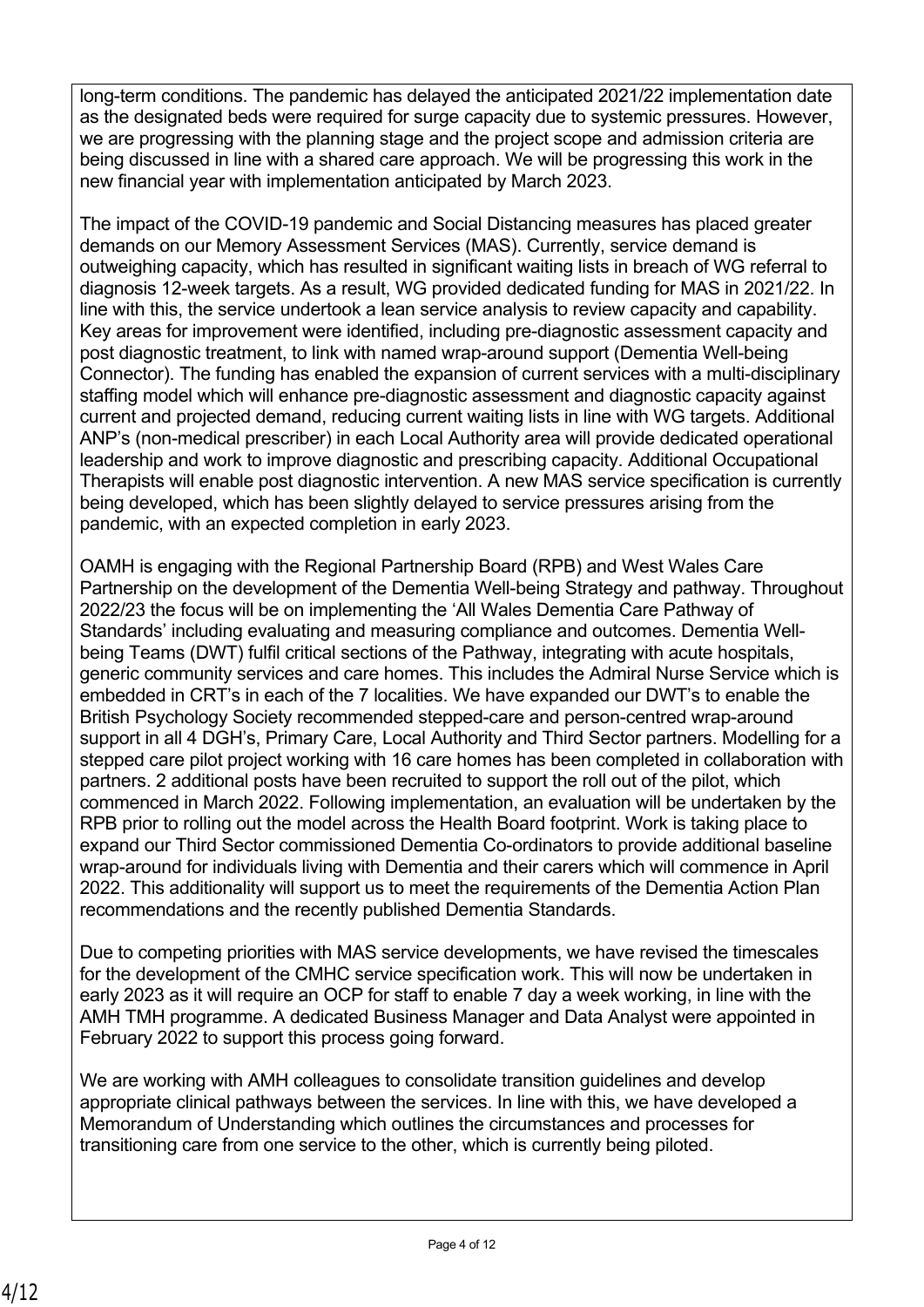long-term conditions. The pandemic has delayed the anticipated 2021/22 implementation date as the designated beds were required for surge capacity due to systemic pressures. However, we are progressing with the planning stage and the project scope and admission criteria are being discussed in line with a shared care approach. We will be progressing this work in the new financial year with implementation anticipated by March 2023.

The impact of the COVID-19 pandemic and Social Distancing measures has placed greater demands on our Memory Assessment Services (MAS). Currently, service demand is outweighing capacity, which has resulted in significant waiting lists in breach of WG referral to diagnosis 12-week targets. As a result, WG provided dedicated funding for MAS in 2021/22. In line with this, the service undertook a lean service analysis to review capacity and capability. Key areas for improvement were identified, including pre-diagnostic assessment capacity and post diagnostic treatment, to link with named wrap-around support (Dementia Well-being Connector). The funding has enabled the expansion of current services with a multi-disciplinary staffing model which will enhance pre-diagnostic assessment and diagnostic capacity against current and projected demand, reducing current waiting lists in line with WG targets. Additional ANP's (non-medical prescriber) in each Local Authority area will provide dedicated operational leadership and work to improve diagnostic and prescribing capacity. Additional Occupational Therapists will enable post diagnostic intervention. A new MAS service specification is currently being developed, which has been slightly delayed to service pressures arising from the pandemic, with an expected completion in early 2023.

OAMH is engaging with the Regional Partnership Board (RPB) and West Wales Care Partnership on the development of the Dementia Well-being Strategy and pathway. Throughout 2022/23 the focus will be on implementing the 'All Wales Dementia Care Pathway of Standards' including evaluating and measuring compliance and outcomes. Dementia Well-being Teams (DWT) fulfil critical sections of the Pathway, integrating with acute hospitals, generic community services and care homes. This includes the Admiral Nurse Service which is embedded in CRT's in each of the 7 localities. We have expanded our DWT's to enable the British Psychology Society recommended stepped-care and person-centred wrap-around support in all 4 DGH's, Primary Care, Local Authority and Third Sector partners. Modelling for a stepped care pilot project working with 16 care homes has been completed in collaboration with partners. 2 additional posts have been recruited to support the roll out of the pilot, which commenced in March 2022. Following implementation, an evaluation will be undertaken by the RPB prior to rolling out the model across the Health Board footprint. Work is taking place to expand our Third Sector commissioned Dementia Co-ordinators to provide additional baseline wrap-around for individuals living with Dementia and their carers which will commence in April 2022. This additionality will support us to meet the requirements of the Dementia Action Plan recommendations and the recently published Dementia Standards.

Due to competing priorities with MAS service developments, we have revised the timescales for the development of the CMHC service specification work. This will now be undertaken in early 2023 as it will require an OCP for staff to enable 7 day a week working, in line with the AMH TMH programme. A dedicated Business Manager and Data Analyst were appointed in February 2022 to support this process going forward.

We are working with AMH colleagues to consolidate transition guidelines and develop appropriate clinical pathways between the services. In line with this, we have developed a Memorandum of Understanding which outlines the circumstances and processes for transitioning care from one service to the other, which is currently being piloted.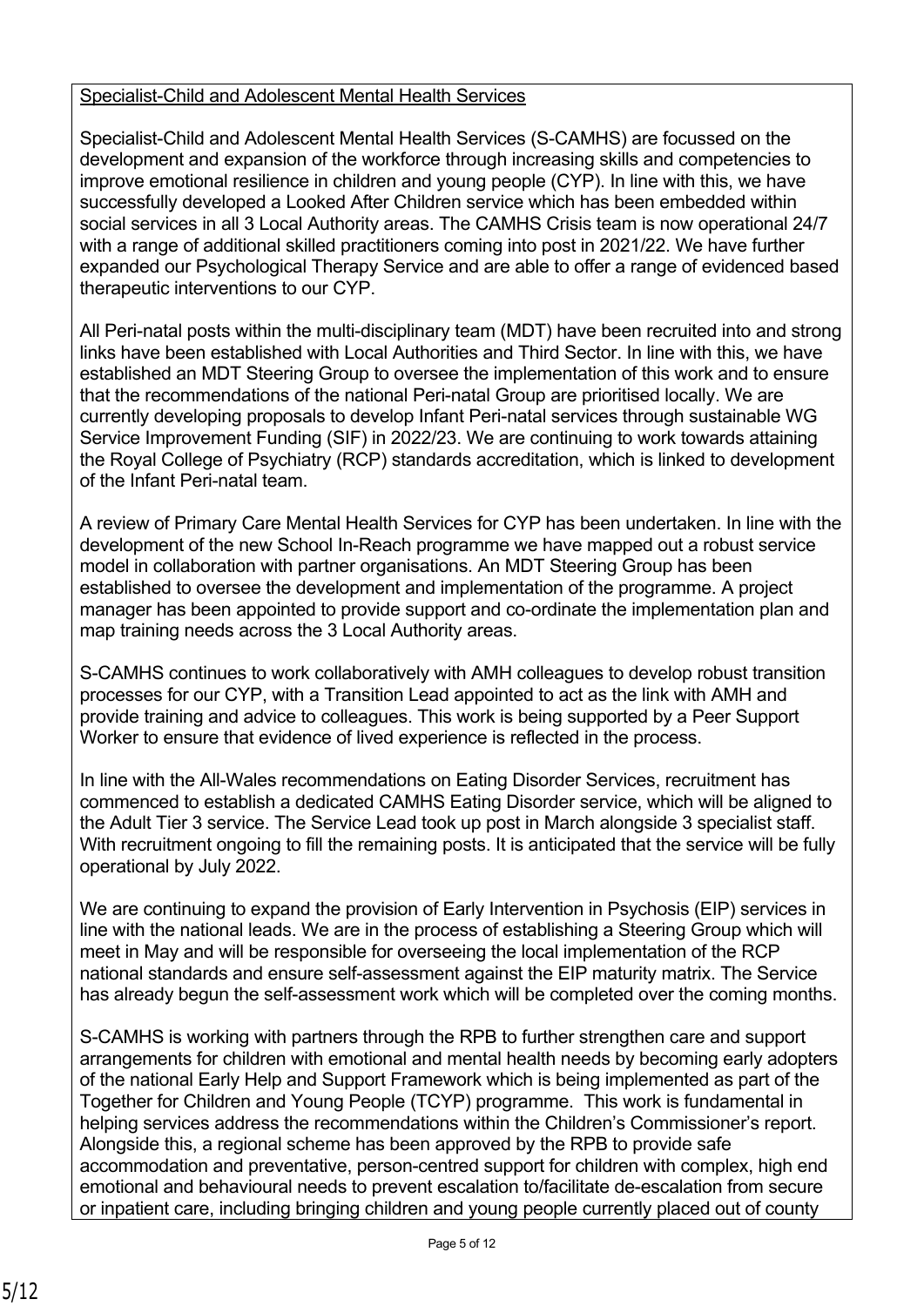Specialist-Child and Adolescent Mental Health Services

Specialist-Child and Adolescent Mental Health Services (S-CAMHS) are focussed on the development and expansion of the workforce through increasing skills and competencies to improve emotional resilience in children and young people (CYP). In line with this, we have successfully developed a Looked After Children service which has been embedded within social services in all 3 Local Authority areas. The CAMHS Crisis team is now operational 24/7 with a range of additional skilled practitioners coming into post in 2021/22. We have further expanded our Psychological Therapy Service and are able to offer a range of evidenced based therapeutic interventions to our CYP.

All Peri-natal posts within the multi-disciplinary team (MDT) have been recruited into and strong links have been established with Local Authorities and Third Sector. In line with this, we have established an MDT Steering Group to oversee the implementation of this work and to ensure that the recommendations of the national Peri-natal Group are prioritised locally. We are currently developing proposals to develop Infant Peri-natal services through sustainable WG Service Improvement Funding (SIF) in 2022/23. We are continuing to work towards attaining the Royal College of Psychiatry (RCP) standards accreditation, which is linked to development of the Infant Peri-natal team.

A review of Primary Care Mental Health Services for CYP has been undertaken. In line with the development of the new School In-Reach programme we have mapped out a robust service model in collaboration with partner organisations. An MDT Steering Group has been established to oversee the development and implementation of the programme. A project manager has been appointed to provide support and co-ordinate the implementation plan and map training needs across the 3 Local Authority areas.

S-CAMHS continues to work collaboratively with AMH colleagues to develop robust transition processes for our CYP, with a Transition Lead appointed to act as the link with AMH and provide training and advice to colleagues. This work is being supported by a Peer Support Worker to ensure that evidence of lived experience is reflected in the process.

In line with the All-Wales recommendations on Eating Disorder Services, recruitment has commenced to establish a dedicated CAMHS Eating Disorder service, which will be aligned to the Adult Tier 3 service. The Service Lead took up post in March alongside 3 specialist staff. With recruitment ongoing to fill the remaining posts. It is anticipated that the service will be fully operational by July 2022.

We are continuing to expand the provision of Early Intervention in Psychosis (EIP) services in line with the national leads. We are in the process of establishing a Steering Group which will meet in May and will be responsible for overseeing the local implementation of the RCP national standards and ensure self-assessment against the EIP maturity matrix. The Service has already begun the self-assessment work which will be completed over the coming months.

S-CAMHS is working with partners through the RPB to further strengthen care and support arrangements for children with emotional and mental health needs by becoming early adopters of the national Early Help and Support Framework which is being implemented as part of the Together for Children and Young People (TCYP) programme. This work is fundamental in helping services address the recommendations within the Children's Commissioner's report. Alongside this, a regional scheme has been approved by the RPB to provide safe accommodation and preventative, person-centred support for children with complex, high end emotional and behavioural needs to prevent escalation to/facilitate de-escalation from secure or inpatient care, including bringing children and young people currently placed out of county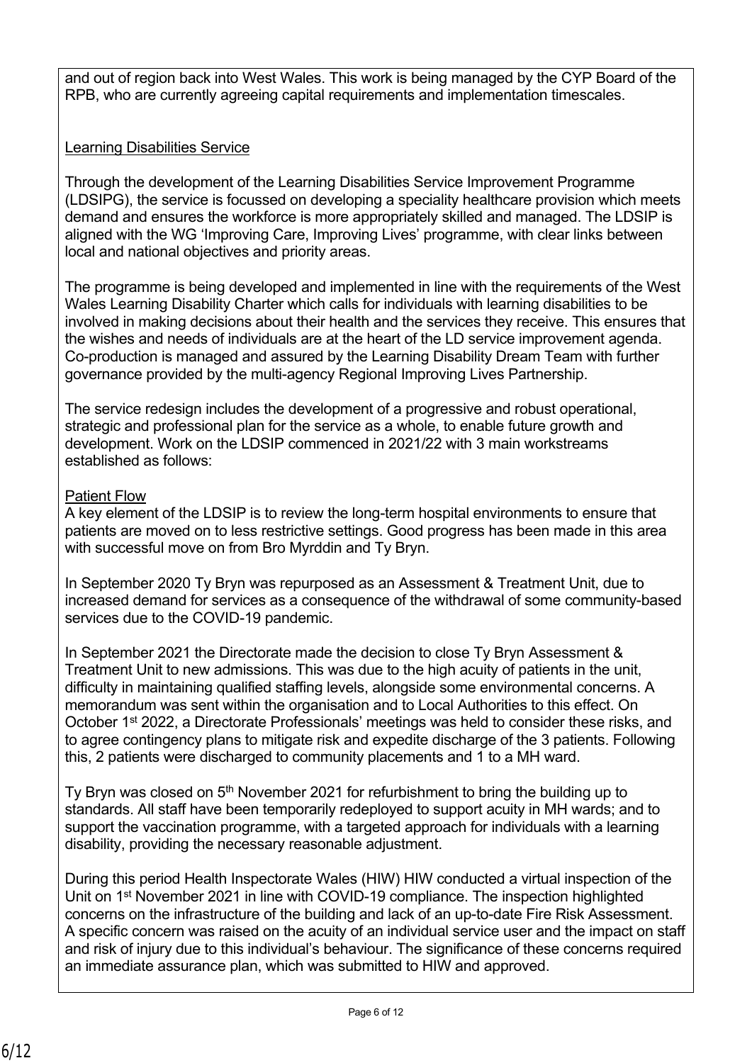and out of region back into West Wales. This work is being managed by the CYP Board of the RPB, who are currently agreeing capital requirements and implementation timescales.

Learning Disabilities Service

Through the development of the Learning Disabilities Service Improvement Programme (LDSIPG), the service is focussed on developing a speciality healthcare provision which meets demand and ensures the workforce is more appropriately skilled and managed. The LDSIP is aligned with the WG 'Improving Care, Improving Lives' programme, with clear links between local and national objectives and priority areas.

The programme is being developed and implemented in line with the requirements of the West Wales Learning Disability Charter which calls for individuals with learning disabilities to be involved in making decisions about their health and the services they receive. This ensures that the wishes and needs of individuals are at the heart of the LD service improvement agenda. Co-production is managed and assured by the Learning Disability Dream Team with further governance provided by the multi-agency Regional Improving Lives Partnership.

The service redesign includes the development of a progressive and robust operational, strategic and professional plan for the service as a whole, to enable future growth and development. Work on the LDSIP commenced in 2021/22 with 3 main workstreams established as follows:

Patient Flow
A key element of the LDSIP is to review the long-term hospital environments to ensure that patients are moved on to less restrictive settings. Good progress has been made in this area with successful move on from Bro Myrddin and Ty Bryn.

In September 2020 Ty Bryn was repurposed as an Assessment & Treatment Unit, due to increased demand for services as a consequence of the withdrawal of some community-based services due to the COVID-19 pandemic.

In September 2021 the Directorate made the decision to close Ty Bryn Assessment & Treatment Unit to new admissions. This was due to the high acuity of patients in the unit, difficulty in maintaining qualified staffing levels, alongside some environmental concerns. A memorandum was sent within the organisation and to Local Authorities to this effect. On October 1st 2022, a Directorate Professionals' meetings was held to consider these risks, and to agree contingency plans to mitigate risk and expedite discharge of the 3 patients. Following this, 2 patients were discharged to community placements and 1 to a MH ward.

Ty Bryn was closed on 5th November 2021 for refurbishment to bring the building up to standards. All staff have been temporarily redeployed to support acuity in MH wards; and to support the vaccination programme, with a targeted approach for individuals with a learning disability, providing the necessary reasonable adjustment.

During this period Health Inspectorate Wales (HIW) HIW conducted a virtual inspection of the Unit on 1st November 2021 in line with COVID-19 compliance. The inspection highlighted concerns on the infrastructure of the building and lack of an up-to-date Fire Risk Assessment. A specific concern was raised on the acuity of an individual service user and the impact on staff and risk of injury due to this individual's behaviour. The significance of these concerns required an immediate assurance plan, which was submitted to HIW and approved.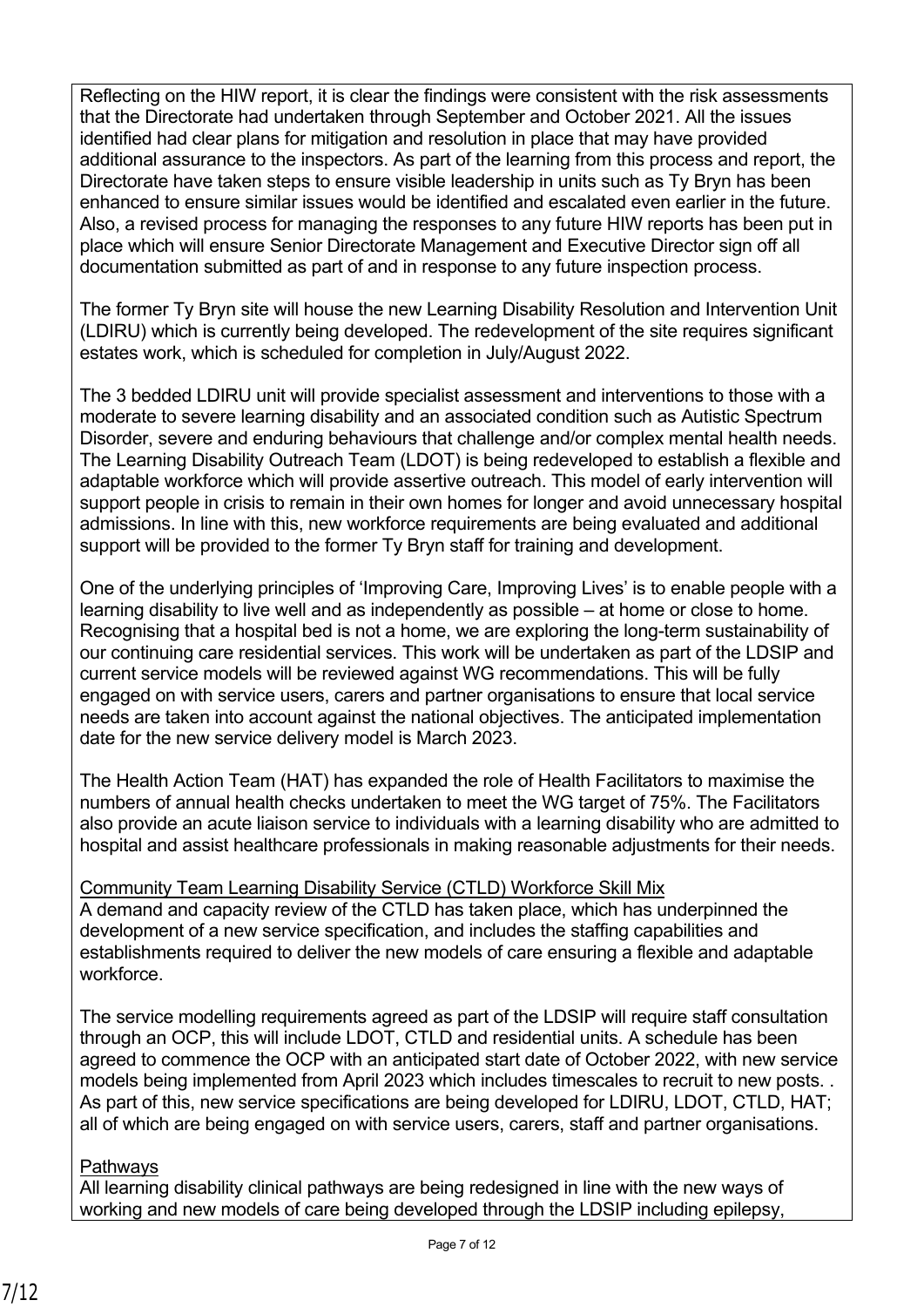Reflecting on the HIW report, it is clear the findings were consistent with the risk assessments that the Directorate had undertaken through September and October 2021. All the issues identified had clear plans for mitigation and resolution in place that may have provided additional assurance to the inspectors. As part of the learning from this process and report, the Directorate have taken steps to ensure visible leadership in units such as Ty Bryn has been enhanced to ensure similar issues would be identified and escalated even earlier in the future. Also, a revised process for managing the responses to any future HIW reports has been put in place which will ensure Senior Directorate Management and Executive Director sign off all documentation submitted as part of and in response to any future inspection process.

The former Ty Bryn site will house the new Learning Disability Resolution and Intervention Unit (LDIRU) which is currently being developed. The redevelopment of the site requires significant estates work, which is scheduled for completion in July/August 2022.

The 3 bedded LDIRU unit will provide specialist assessment and interventions to those with a moderate to severe learning disability and an associated condition such as Autistic Spectrum Disorder, severe and enduring behaviours that challenge and/or complex mental health needs. The Learning Disability Outreach Team (LDOT) is being redeveloped to establish a flexible and adaptable workforce which will provide assertive outreach. This model of early intervention will support people in crisis to remain in their own homes for longer and avoid unnecessary hospital admissions. In line with this, new workforce requirements are being evaluated and additional support will be provided to the former Ty Bryn staff for training and development.

One of the underlying principles of 'Improving Care, Improving Lives' is to enable people with a learning disability to live well and as independently as possible – at home or close to home. Recognising that a hospital bed is not a home, we are exploring the long-term sustainability of our continuing care residential services. This work will be undertaken as part of the LDSIP and current service models will be reviewed against WG recommendations. This will be fully engaged on with service users, carers and partner organisations to ensure that local service needs are taken into account against the national objectives. The anticipated implementation date for the new service delivery model is March 2023.

The Health Action Team (HAT) has expanded the role of Health Facilitators to maximise the numbers of annual health checks undertaken to meet the WG target of 75%. The Facilitators also provide an acute liaison service to individuals with a learning disability who are admitted to hospital and assist healthcare professionals in making reasonable adjustments for their needs.

Community Team Learning Disability Service (CTLD) Workforce Skill Mix

A demand and capacity review of the CTLD has taken place, which has underpinned the development of a new service specification, and includes the staffing capabilities and establishments required to deliver the new models of care ensuring a flexible and adaptable workforce.

The service modelling requirements agreed as part of the LDSIP will require staff consultation through an OCP, this will include LDOT, CTLD and residential units. A schedule has been agreed to commence the OCP with an anticipated start date of October 2022, with new service models being implemented from April 2023 which includes timescales to recruit to new posts. . As part of this, new service specifications are being developed for LDIRU, LDOT, CTLD, HAT; all of which are being engaged on with service users, carers, staff and partner organisations.

Pathways

All learning disability clinical pathways are being redesigned in line with the new ways of working and new models of care being developed through the LDSIP including epilepsy,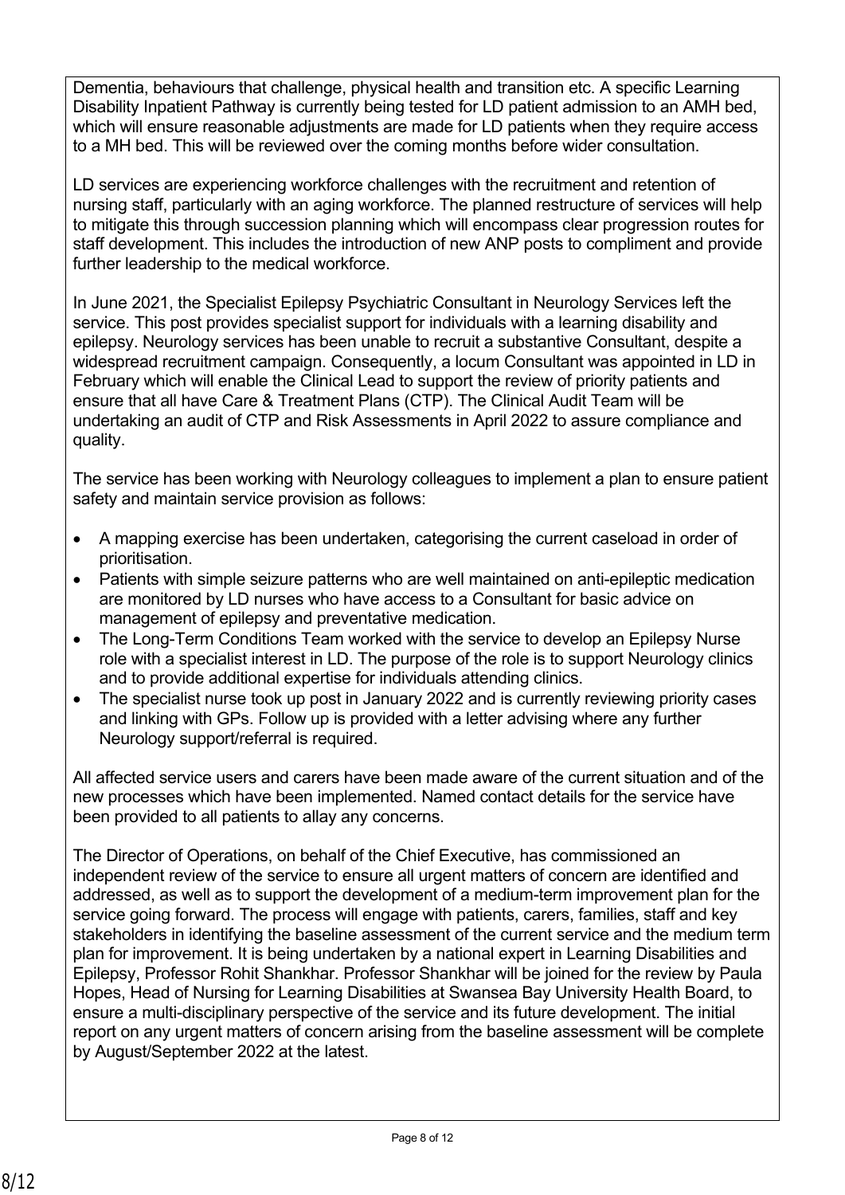Dementia, behaviours that challenge, physical health and transition etc. A specific Learning Disability Inpatient Pathway is currently being tested for LD patient admission to an AMH bed, which will ensure reasonable adjustments are made for LD patients when they require access to a MH bed. This will be reviewed over the coming months before wider consultation.

LD services are experiencing workforce challenges with the recruitment and retention of nursing staff, particularly with an aging workforce. The planned restructure of services will help to mitigate this through succession planning which will encompass clear progression routes for staff development. This includes the introduction of new ANP posts to compliment and provide further leadership to the medical workforce.

In June 2021, the Specialist Epilepsy Psychiatric Consultant in Neurology Services left the service. This post provides specialist support for individuals with a learning disability and epilepsy. Neurology services has been unable to recruit a substantive Consultant, despite a widespread recruitment campaign. Consequently, a locum Consultant was appointed in LD in February which will enable the Clinical Lead to support the review of priority patients and ensure that all have Care & Treatment Plans (CTP). The Clinical Audit Team will be undertaking an audit of CTP and Risk Assessments in April 2022 to assure compliance and quality.

The service has been working with Neurology colleagues to implement a plan to ensure patient safety and maintain service provision as follows:

- A mapping exercise has been undertaken, categorising the current caseload in order of prioritisation.
- Patients with simple seizure patterns who are well maintained on anti-epileptic medication are monitored by LD nurses who have access to a Consultant for basic advice on management of epilepsy and preventative medication.
- The Long-Term Conditions Team worked with the service to develop an Epilepsy Nurse role with a specialist interest in LD. The purpose of the role is to support Neurology clinics and to provide additional expertise for individuals attending clinics.
- The specialist nurse took up post in January 2022 and is currently reviewing priority cases and linking with GPs. Follow up is provided with a letter advising where any further Neurology support/referral is required.

All affected service users and carers have been made aware of the current situation and of the new processes which have been implemented. Named contact details for the service have been provided to all patients to allay any concerns.

The Director of Operations, on behalf of the Chief Executive, has commissioned an independent review of the service to ensure all urgent matters of concern are identified and addressed, as well as to support the development of a medium-term improvement plan for the service going forward. The process will engage with patients, carers, families, staff and key stakeholders in identifying the baseline assessment of the current service and the medium term plan for improvement. It is being undertaken by a national expert in Learning Disabilities and Epilepsy, Professor Rohit Shankhar. Professor Shankhar will be joined for the review by Paula Hopes, Head of Nursing for Learning Disabilities at Swansea Bay University Health Board, to ensure a multi-disciplinary perspective of the service and its future development. The initial report on any urgent matters of concern arising from the baseline assessment will be complete by August/September 2022 at the latest.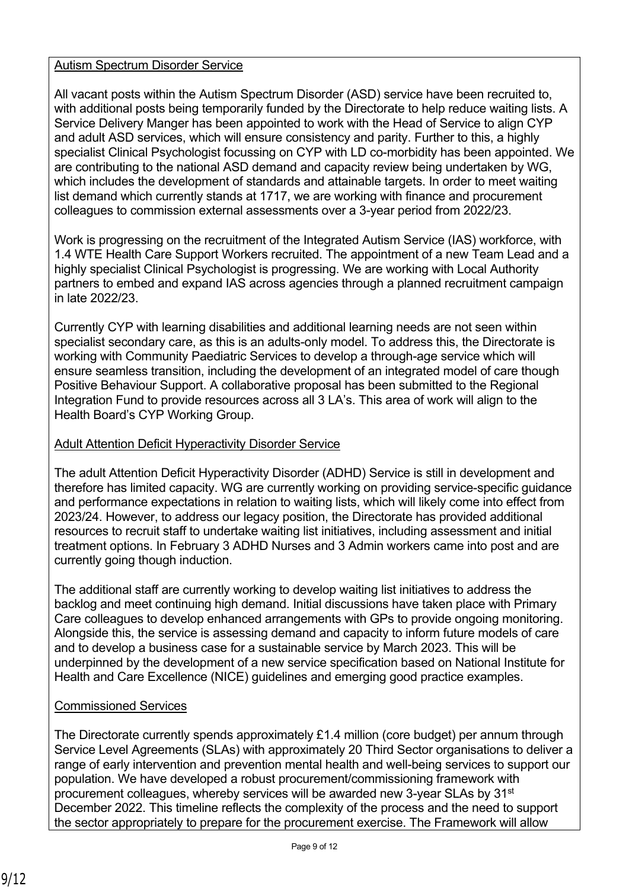Autism Spectrum Disorder Service

All vacant posts within the Autism Spectrum Disorder (ASD) service have been recruited to, with additional posts being temporarily funded by the Directorate to help reduce waiting lists. A Service Delivery Manger has been appointed to work with the Head of Service to align CYP and adult ASD services, which will ensure consistency and parity. Further to this, a highly specialist Clinical Psychologist focussing on CYP with LD co-morbidity has been appointed. We are contributing to the national ASD demand and capacity review being undertaken by WG, which includes the development of standards and attainable targets. In order to meet waiting list demand which currently stands at 1717, we are working with finance and procurement colleagues to commission external assessments over a 3-year period from 2022/23.

Work is progressing on the recruitment of the Integrated Autism Service (IAS) workforce, with 1.4 WTE Health Care Support Workers recruited. The appointment of a new Team Lead and a highly specialist Clinical Psychologist is progressing. We are working with Local Authority partners to embed and expand IAS across agencies through a planned recruitment campaign in late 2022/23.

Currently CYP with learning disabilities and additional learning needs are not seen within specialist secondary care, as this is an adults-only model. To address this, the Directorate is working with Community Paediatric Services to develop a through-age service which will ensure seamless transition, including the development of an integrated model of care though Positive Behaviour Support. A collaborative proposal has been submitted to the Regional Integration Fund to provide resources across all 3 LA's. This area of work will align to the Health Board's CYP Working Group.

Adult Attention Deficit Hyperactivity Disorder Service

The adult Attention Deficit Hyperactivity Disorder (ADHD) Service is still in development and therefore has limited capacity. WG are currently working on providing service-specific guidance and performance expectations in relation to waiting lists, which will likely come into effect from 2023/24. However, to address our legacy position, the Directorate has provided additional resources to recruit staff to undertake waiting list initiatives, including assessment and initial treatment options. In February 3 ADHD Nurses and 3 Admin workers came into post and are currently going though induction.

The additional staff are currently working to develop waiting list initiatives to address the backlog and meet continuing high demand. Initial discussions have taken place with Primary Care colleagues to develop enhanced arrangements with GPs to provide ongoing monitoring. Alongside this, the service is assessing demand and capacity to inform future models of care and to develop a business case for a sustainable service by March 2023. This will be underpinned by the development of a new service specification based on National Institute for Health and Care Excellence (NICE) guidelines and emerging good practice examples.

Commissioned Services

The Directorate currently spends approximately £1.4 million (core budget) per annum through Service Level Agreements (SLAs) with approximately 20 Third Sector organisations to deliver a range of early intervention and prevention mental health and well-being services to support our population. We have developed a robust procurement/commissioning framework with procurement colleagues, whereby services will be awarded new 3-year SLAs by 31st December 2022. This timeline reflects the complexity of the process and the need to support the sector appropriately to prepare for the procurement exercise. The Framework will allow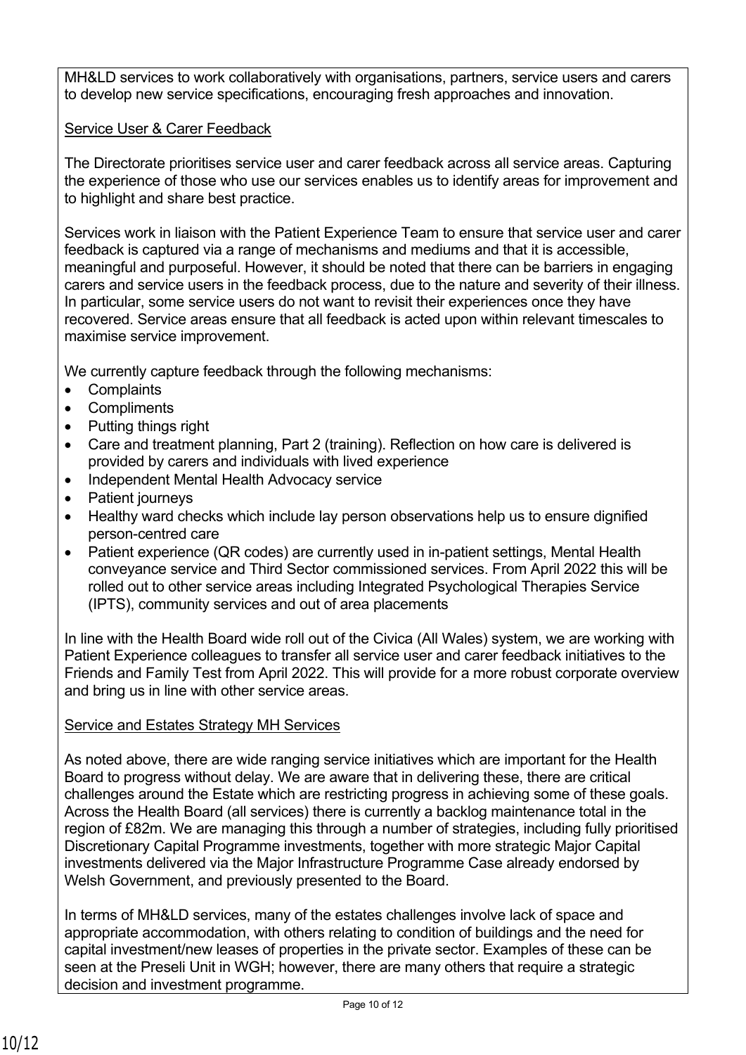MH&LD services to work collaboratively with organisations, partners, service users and carers to develop new service specifications, encouraging fresh approaches and innovation.

Service User & Carer Feedback

The Directorate prioritises service user and carer feedback across all service areas. Capturing the experience of those who use our services enables us to identify areas for improvement and to highlight and share best practice.

Services work in liaison with the Patient Experience Team to ensure that service user and carer feedback is captured via a range of mechanisms and mediums and that it is accessible, meaningful and purposeful. However, it should be noted that there can be barriers in engaging carers and service users in the feedback process, due to the nature and severity of their illness. In particular, some service users do not want to revisit their experiences once they have recovered. Service areas ensure that all feedback is acted upon within relevant timescales to maximise service improvement.

We currently capture feedback through the following mechanisms:

- Complaints
- Compliments
- Putting things right
- Care and treatment planning, Part 2 (training). Reflection on how care is delivered is provided by carers and individuals with lived experience
- Independent Mental Health Advocacy service
- Patient journeys
- Healthy ward checks which include lay person observations help us to ensure dignified person-centred care
- Patient experience (QR codes) are currently used in in-patient settings, Mental Health conveyance service and Third Sector commissioned services. From April 2022 this will be rolled out to other service areas including Integrated Psychological Therapies Service (IPTS), community services and out of area placements

In line with the Health Board wide roll out of the Civica (All Wales) system, we are working with Patient Experience colleagues to transfer all service user and carer feedback initiatives to the Friends and Family Test from April 2022. This will provide for a more robust corporate overview and bring us in line with other service areas.

Service and Estates Strategy MH Services

As noted above, there are wide ranging service initiatives which are important for the Health Board to progress without delay. We are aware that in delivering these, there are critical challenges around the Estate which are restricting progress in achieving some of these goals. Across the Health Board (all services) there is currently a backlog maintenance total in the region of £82m. We are managing this through a number of strategies, including fully prioritised Discretionary Capital Programme investments, together with more strategic Major Capital investments delivered via the Major Infrastructure Programme Case already endorsed by Welsh Government, and previously presented to the Board.

In terms of MH&LD services, many of the estates challenges involve lack of space and appropriate accommodation, with others relating to condition of buildings and the need for capital investment/new leases of properties in the private sector. Examples of these can be seen at the Preseli Unit in WGH; however, there are many others that require a strategic decision and investment programme.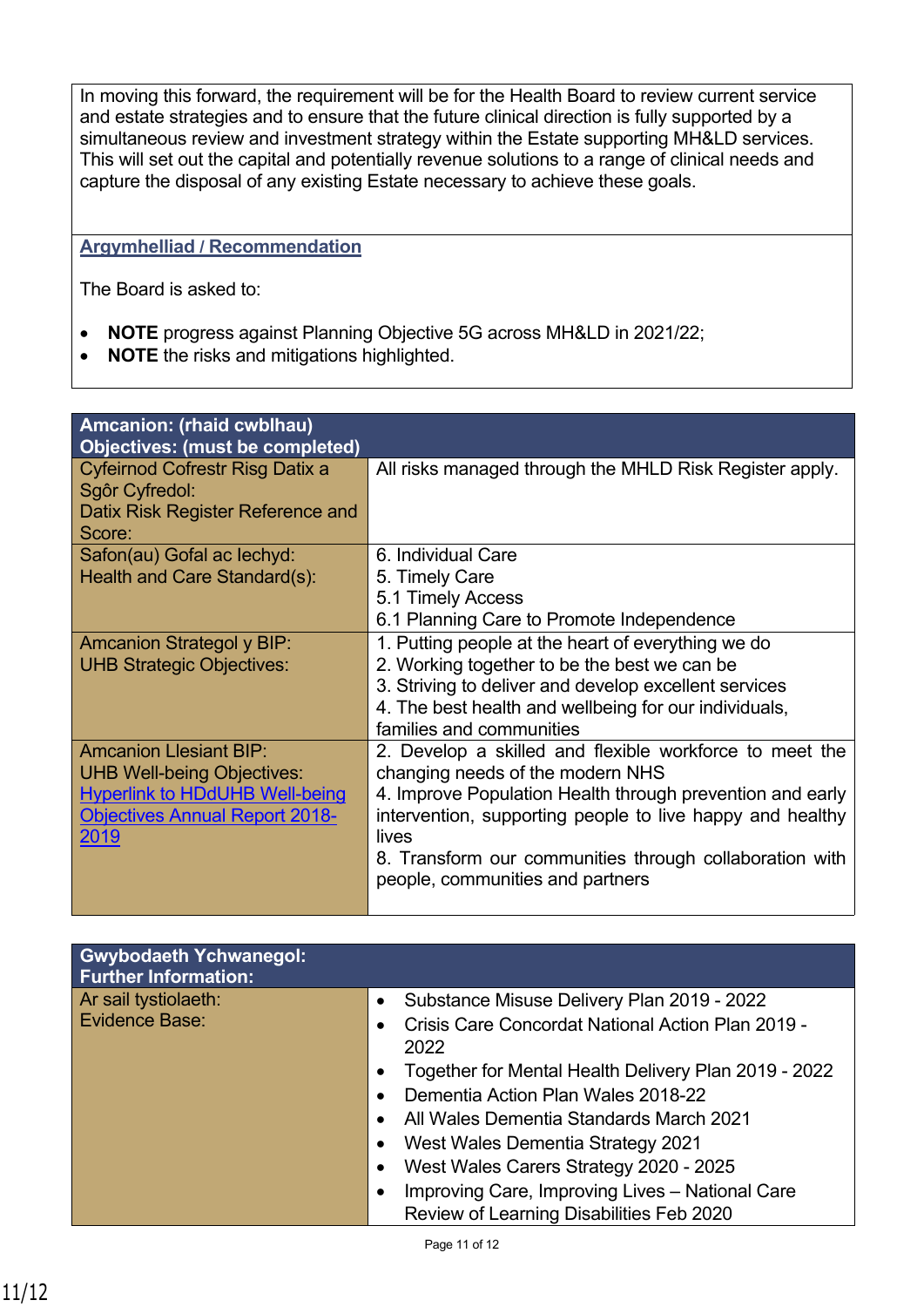In moving this forward, the requirement will be for the Health Board to review current service and estate strategies and to ensure that the future clinical direction is fully supported by a simultaneous review and investment strategy within the Estate supporting MH&LD services. This will set out the capital and potentially revenue solutions to a range of clinical needs and capture the disposal of any existing Estate necessary to achieve these goals.

**Argymhelliad / Recommendation**

The Board is asked to:

- **NOTE** progress against Planning Objective 5G across MH&LD in 2021/22;
- **NOTE** the risks and mitigations highlighted.

| **Amcanion: (rhaid cwblhau)<br>Objectives: (must be completed)** | |
|---|---|
| Cyfeirnod Cofrestr Risg Datix a Sgôr Cyfredol:<br>Datix Risk Register Reference and Score: | All risks managed through the MHLD Risk Register apply. |
| Safon(au) Gofal ac Iechyd:<br>Health and Care Standard(s): | 6. Individual Care<br>5. Timely Care<br>5.1 Timely Access<br>6.1 Planning Care to Promote Independence |
| Amcanion Strategol y BIP:<br>UHB Strategic Objectives: | 1. Putting people at the heart of everything we do<br>2. Working together to be the best we can be<br>3. Striving to deliver and develop excellent services<br>4. The best health and wellbeing for our individuals, families and communities |
| Amcanion Llesiant BIP:<br>UHB Well-being Objectives:<br>Hyperlink to HDdUHB Well-being Objectives Annual Report 2018-2019 | 2. Develop a skilled and flexible workforce to meet the changing needs of the modern NHS<br>4. Improve Population Health through prevention and early intervention, supporting people to live happy and healthy lives<br>8. Transform our communities through collaboration with people, communities and partners |

| **Gwybodaeth Ychwanegol:<br>Further Information:** | |
|---|---|
| Ar sail tystiolaeth:<br>Evidence Base: | • Substance Misuse Delivery Plan 2019 - 2022<br>• Crisis Care Concordat National Action Plan 2019 - 2022<br>• Together for Mental Health Delivery Plan 2019 - 2022<br>• Dementia Action Plan Wales 2018-22<br>• All Wales Dementia Standards March 2021<br>• West Wales Dementia Strategy 2021<br>• West Wales Carers Strategy 2020 - 2025<br>• Improving Care, Improving Lives – National Care Review of Learning Disabilities Feb 2020 |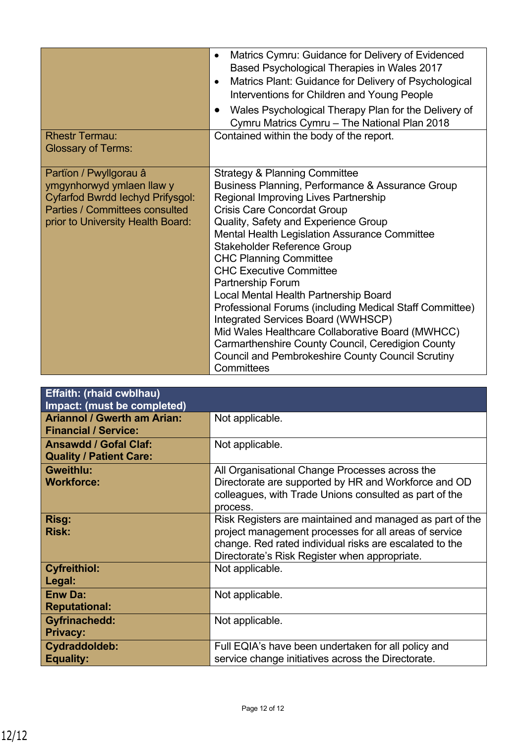| | |
|---|---|
| | • Matrics Cymru: Guidance for Delivery of Evidenced Based Psychological Therapies in Wales 2017<br>• Matrics Plant: Guidance for Delivery of Psychological Interventions for Children and Young People<br>• Wales Psychological Therapy Plan for the Delivery of Cymru Matrics Cymru – The National Plan 2018 |
| Rhestr Termau:<br>Glossary of Terms: | Contained within the body of the report. |
| Partïon / Pwyllgorau â ymgynhorwyd ymlaen llaw y Cyfarfod Bwrdd Iechyd Prifysgol:<br>Parties / Committees consulted prior to University Health Board: | Strategy & Planning Committee<br>Business Planning, Performance & Assurance Group<br>Regional Improving Lives Partnership<br>Crisis Care Concordat Group<br>Quality, Safety and Experience Group<br>Mental Health Legislation Assurance Committee<br>Stakeholder Reference Group<br>CHC Planning Committee<br>CHC Executive Committee<br>Partnership Forum<br>Local Mental Health Partnership Board<br>Professional Forums (including Medical Staff Committee)<br>Integrated Services Board (WWHSCP)<br>Mid Wales Healthcare Collaborative Board (MWHCC)<br>Carmarthenshire County Council, Ceredigion County Council and Pembrokeshire County Council Scrutiny Committees |

| **Effaith: (rhaid cwblhau)<br>Impact: (must be completed)** | |
|---|---|
| **Ariannol / Gwerth am Arian:<br>Financial / Service:** | Not applicable. |
| **Ansawdd / Gofal Claf:<br>Quality / Patient Care:** | Not applicable. |
| **Gweithlu:<br>Workforce:** | All Organisational Change Processes across the Directorate are supported by HR and Workforce and OD colleagues, with Trade Unions consulted as part of the process. |
| **Risg:<br>Risk:** | Risk Registers are maintained and managed as part of the project management processes for all areas of service change. Red rated individual risks are escalated to the Directorate's Risk Register when appropriate. |
| **Cyfreithiol:<br>Legal:** | Not applicable. |
| **Enw Da:<br>Reputational:** | Not applicable. |
| **Gyfrinachedd:<br>Privacy:** | Not applicable. |
| **Cydraddoldeb:<br>Equality:** | Full EQIA's have been undertaken for all policy and service change initiatives across the Directorate. |